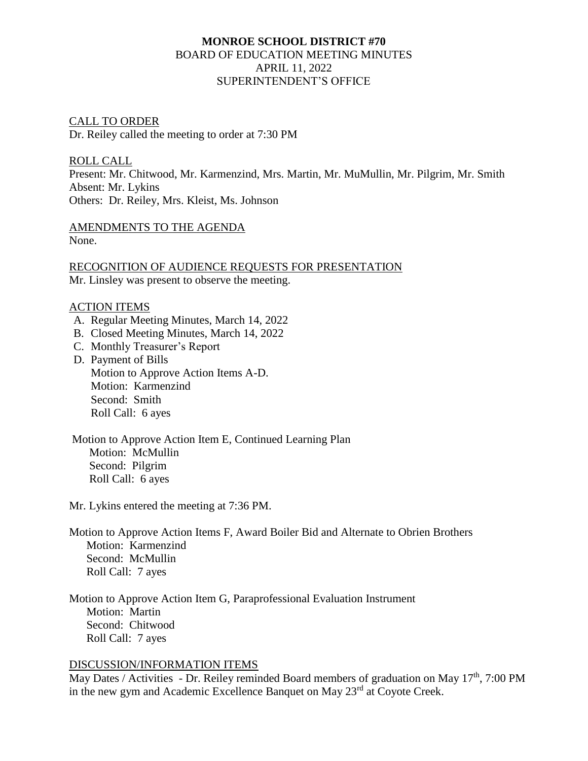**MONROE SCHOOL DISTRICT #70**
BOARD OF EDUCATION MEETING MINUTES
APRIL 11, 2022
SUPERINTENDENT'S OFFICE

CALL TO ORDER
Dr. Reiley called the meeting to order at 7:30 PM

ROLL CALL
Present: Mr. Chitwood, Mr. Karmenzind, Mrs. Martin, Mr. MuMullin, Mr. Pilgrim, Mr. Smith
Absent: Mr. Lykins
Others: Dr. Reiley, Mrs. Kleist, Ms. Johnson

AMENDMENTS TO THE AGENDA
None.

RECOGNITION OF AUDIENCE REQUESTS FOR PRESENTATION
Mr. Linsley was present to observe the meeting.

ACTION ITEMS

A. Regular Meeting Minutes, March 14, 2022
B. Closed Meeting Minutes, March 14, 2022
C. Monthly Treasurer's Report
D. Payment of Bills
   Motion to Approve Action Items A-D.
   Motion: Karmenzind
   Second: Smith
   Roll Call: 6 ayes

Motion to Approve Action Item E, Continued Learning Plan
   Motion: McMullin
   Second: Pilgrim
   Roll Call: 6 ayes

Mr. Lykins entered the meeting at 7:36 PM.

Motion to Approve Action Items F, Award Boiler Bid and Alternate to Obrien Brothers
   Motion: Karmenzind
   Second: McMullin
   Roll Call: 7 ayes

Motion to Approve Action Item G, Paraprofessional Evaluation Instrument
   Motion: Martin
   Second: Chitwood
   Roll Call: 7 ayes

DISCUSSION/INFORMATION ITEMS
May Dates / Activities - Dr. Reiley reminded Board members of graduation on May 17th, 7:00 PM in the new gym and Academic Excellence Banquet on May 23rd at Coyote Creek.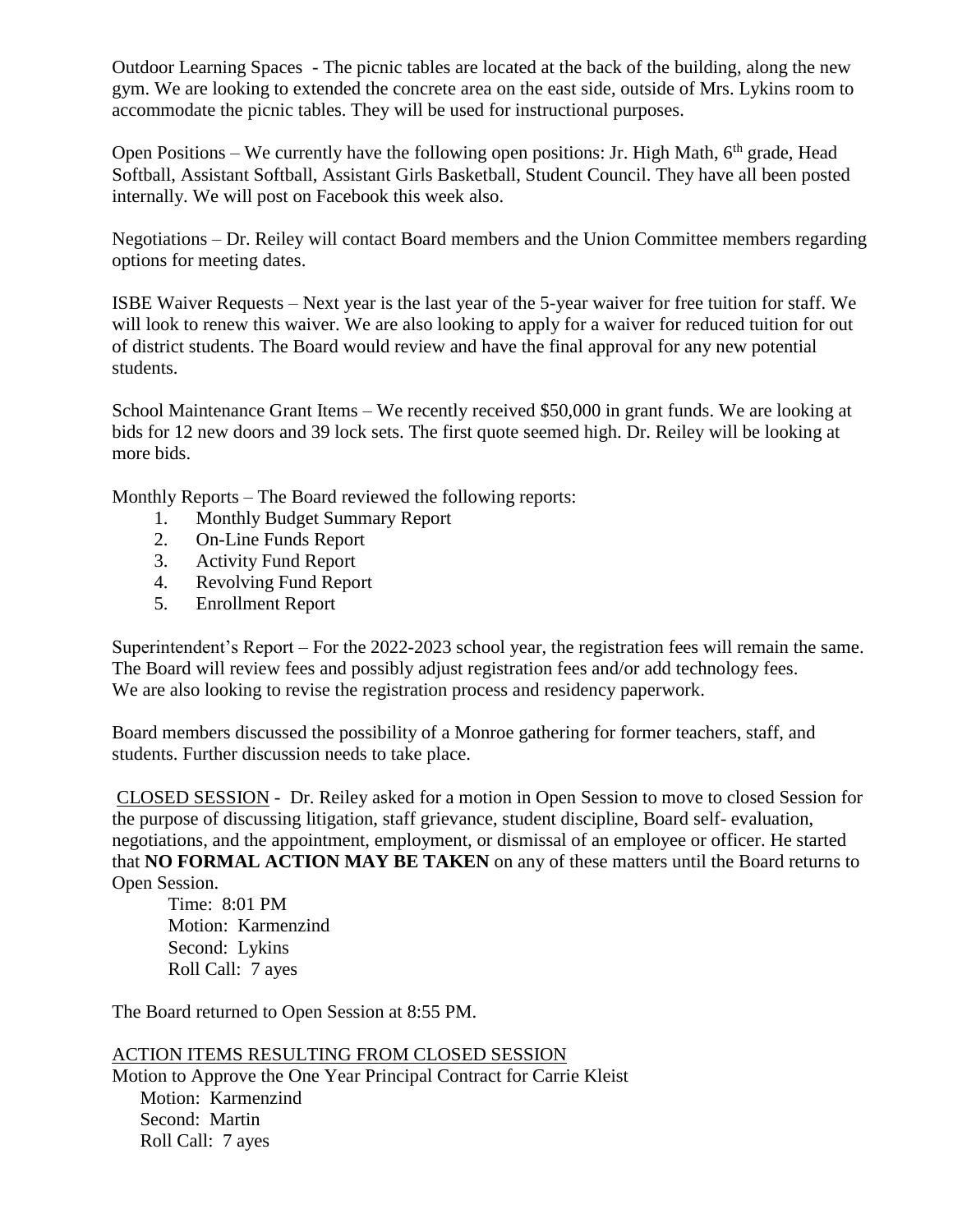Outdoor Learning Spaces - The picnic tables are located at the back of the building, along the new gym. We are looking to extended the concrete area on the east side, outside of Mrs. Lykins room to accommodate the picnic tables. They will be used for instructional purposes.

Open Positions – We currently have the following open positions: Jr. High Math, 6th grade, Head Softball, Assistant Softball, Assistant Girls Basketball, Student Council. They have all been posted internally. We will post on Facebook this week also.

Negotiations – Dr. Reiley will contact Board members and the Union Committee members regarding options for meeting dates.

ISBE Waiver Requests – Next year is the last year of the 5-year waiver for free tuition for staff. We will look to renew this waiver. We are also looking to apply for a waiver for reduced tuition for out of district students. The Board would review and have the final approval for any new potential students.

School Maintenance Grant Items – We recently received $50,000 in grant funds. We are looking at bids for 12 new doors and 39 lock sets. The first quote seemed high. Dr. Reiley will be looking at more bids.

Monthly Reports – The Board reviewed the following reports:

1. Monthly Budget Summary Report
2. On-Line Funds Report
3. Activity Fund Report
4. Revolving Fund Report
5. Enrollment Report

Superintendent's Report – For the 2022-2023 school year, the registration fees will remain the same. The Board will review fees and possibly adjust registration fees and/or add technology fees. We are also looking to revise the registration process and residency paperwork.

Board members discussed the possibility of a Monroe gathering for former teachers, staff, and students. Further discussion needs to take place.

CLOSED SESSION - Dr. Reiley asked for a motion in Open Session to move to closed Session for the purpose of discussing litigation, staff grievance, student discipline, Board self- evaluation, negotiations, and the appointment, employment, or dismissal of an employee or officer. He started that **NO FORMAL ACTION MAY BE TAKEN** on any of these matters until the Board returns to Open Session.

Time: 8:01 PM
Motion: Karmenzind
Second: Lykins
Roll Call: 7 ayes

The Board returned to Open Session at 8:55 PM.

ACTION ITEMS RESULTING FROM CLOSED SESSION

Motion to Approve the One Year Principal Contract for Carrie Kleist

Motion: Karmenzind
Second: Martin
Roll Call: 7 ayes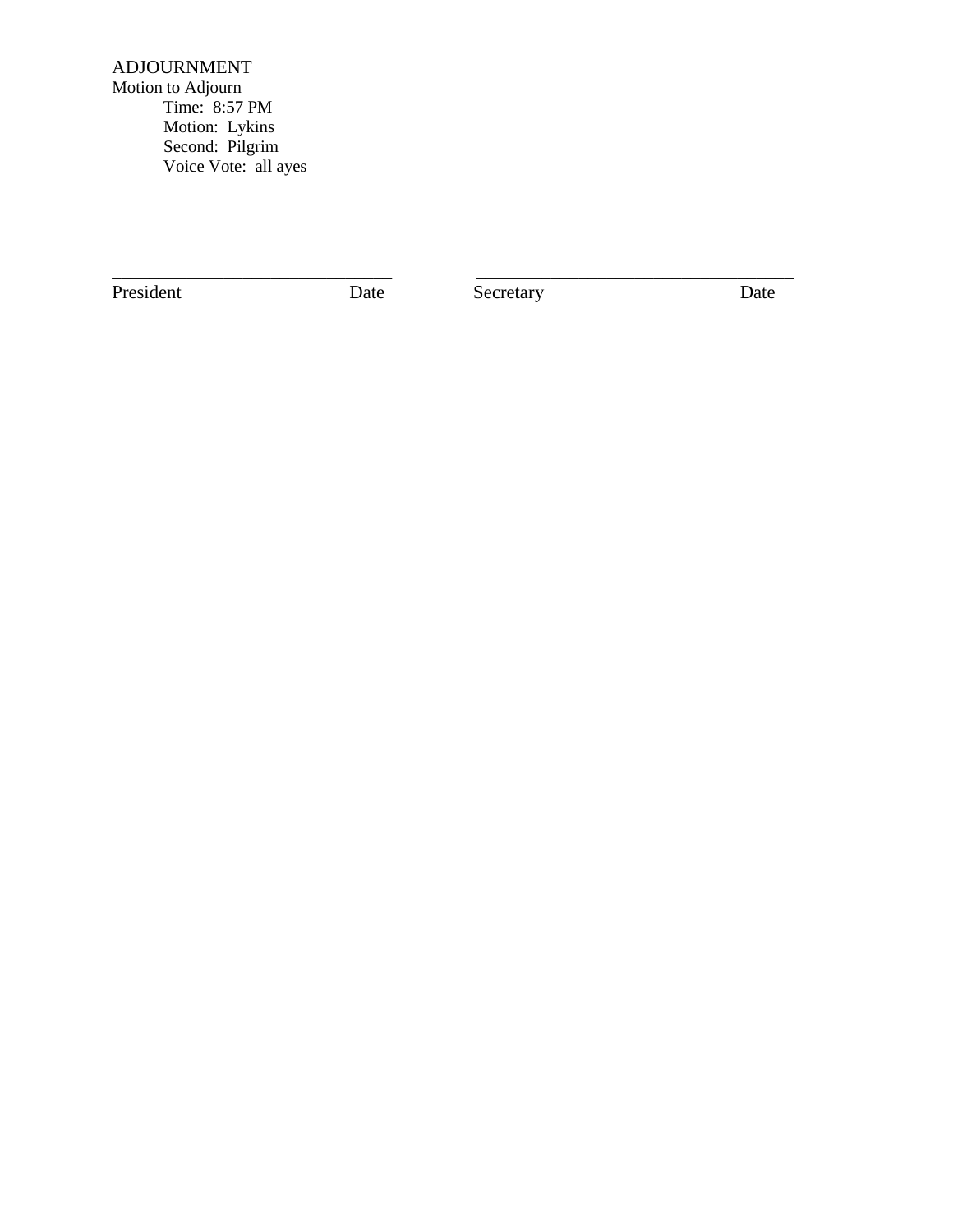ADJOURNMENT

Motion to Adjourn

- Time: 8:57 PM
- Motion: Lykins
- Second: Pilgrim
- Voice Vote: all ayes

| | | | |
|---|---|---|---|
| _______________________________ | | _______________________________ | |
| President | Date | Secretary | Date |